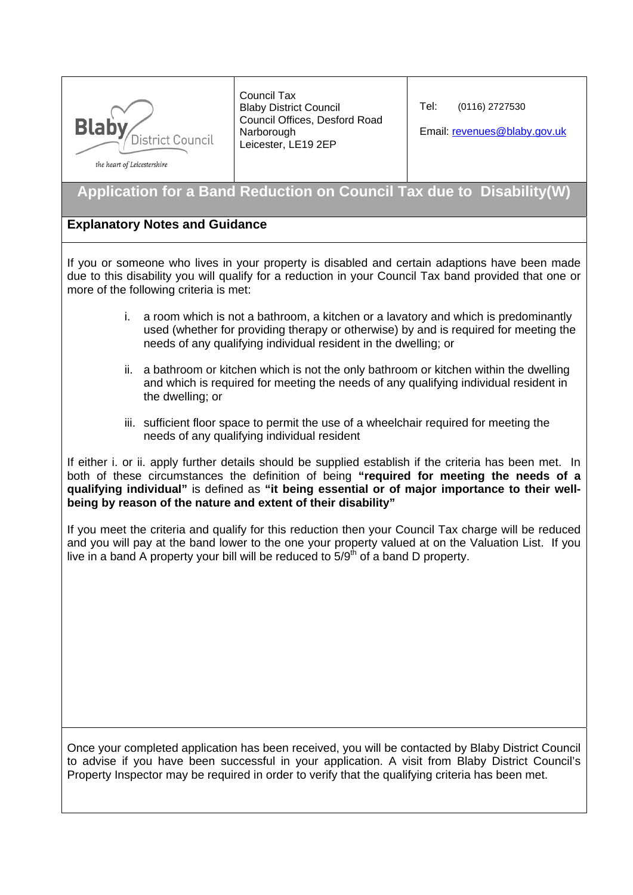| Blaby District Council – the heart of Leicestershire | Council Tax<br>Blaby District Council<br>Council Offices, Desford Road<br>Narborough<br>Leicester, LE19 2EP | Tel: (0116) 2727530<br><br>Email: revenues@blaby.gov.uk |
|---|---|---|

# Application for a Band Reduction on Council Tax due to Disability(W)

## Explanatory Notes and Guidance

If you or someone who lives in your property is disabled and certain adaptions have been made due to this disability you will qualify for a reduction in your Council Tax band provided that one or more of the following criteria is met:

i. a room which is not a bathroom, a kitchen or a lavatory and which is predominantly used (whether for providing therapy or otherwise) by and is required for meeting the needs of any qualifying individual resident in the dwelling; or

ii. a bathroom or kitchen which is not the only bathroom or kitchen within the dwelling and which is required for meeting the needs of any qualifying individual resident in the dwelling; or

iii. sufficient floor space to permit the use of a wheelchair required for meeting the needs of any qualifying individual resident

If either i. or ii. apply further details should be supplied establish if the criteria has been met. In both of these circumstances the definition of being **"required for meeting the needs of a qualifying individual"** is defined as **"it being essential or of major importance to their well-being by reason of the nature and extent of their disability"**

If you meet the criteria and qualify for this reduction then your Council Tax charge will be reduced and you will pay at the band lower to the one your property valued at on the Valuation List. If you live in a band A property your bill will be reduced to 5/9th of a band D property.

Once your completed application has been received, you will be contacted by Blaby District Council to advise if you have been successful in your application. A visit from Blaby District Council's Property Inspector may be required in order to verify that the qualifying criteria has been met.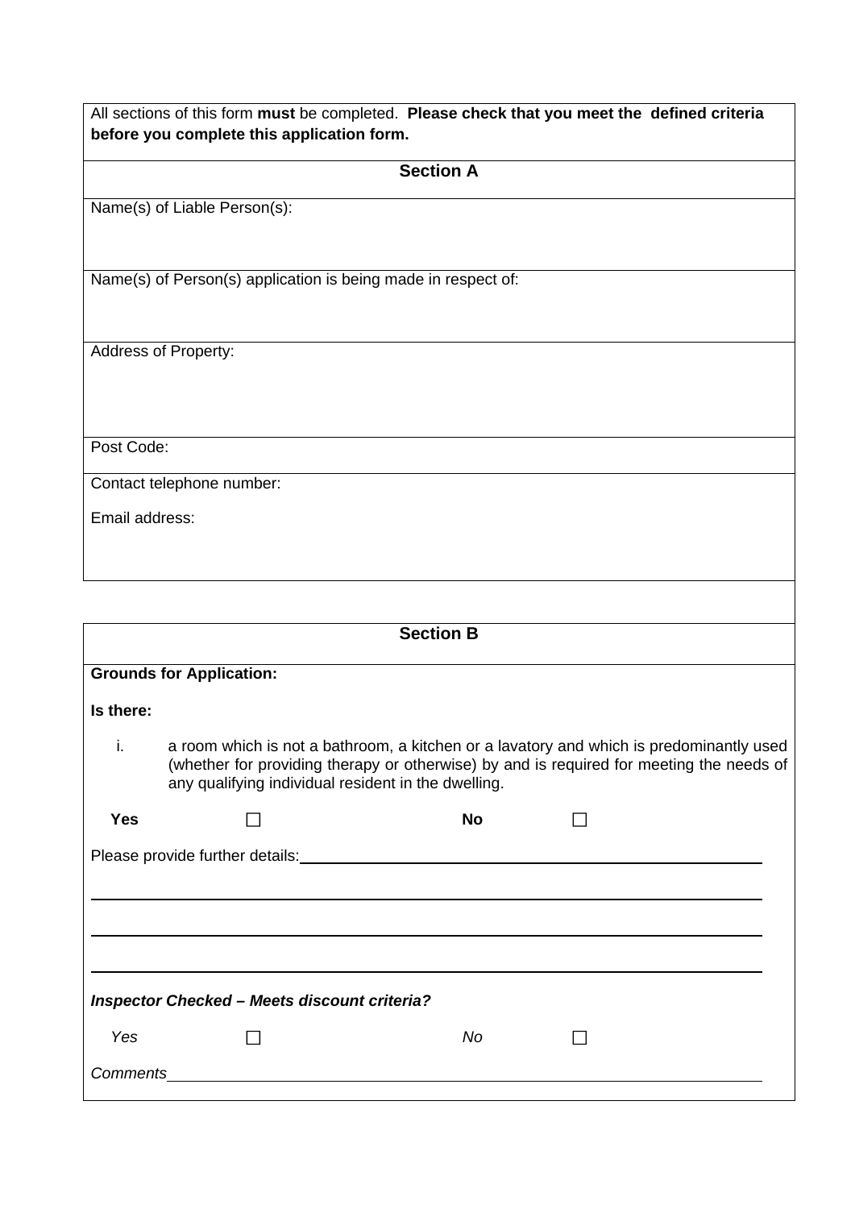All sections of this form **must** be completed. **Please check that you meet the defined criteria before you complete this application form.**

## Section A

Name(s) of Liable Person(s):

Name(s) of Person(s) application is being made in respect of:

Address of Property:

Post Code:

Contact telephone number:

Email address:

## Section B

**Grounds for Application:**

**Is there:**

i. a room which is not a bathroom, a kitchen or a lavatory and which is predominantly used (whether for providing therapy or otherwise) by and is required for meeting the needs of any qualifying individual resident in the dwelling.

**Yes** ☐ **No** ☐

Please provide further details:\_\_\_\_\_\_\_\_\_\_\_\_\_\_\_\_\_\_\_\_\_\_\_\_\_\_\_\_\_\_\_\_\_\_\_\_\_\_\_\_

\_\_\_\_\_\_\_\_\_\_\_\_\_\_\_\_\_\_\_\_\_\_\_\_\_\_\_\_\_\_\_\_\_\_\_\_\_\_\_\_\_\_\_\_\_\_\_\_\_\_\_\_\_\_\_\_\_\_\_\_\_\_\_\_

\_\_\_\_\_\_\_\_\_\_\_\_\_\_\_\_\_\_\_\_\_\_\_\_\_\_\_\_\_\_\_\_\_\_\_\_\_\_\_\_\_\_\_\_\_\_\_\_\_\_\_\_\_\_\_\_\_\_\_\_\_\_\_\_

\_\_\_\_\_\_\_\_\_\_\_\_\_\_\_\_\_\_\_\_\_\_\_\_\_\_\_\_\_\_\_\_\_\_\_\_\_\_\_\_\_\_\_\_\_\_\_\_\_\_\_\_\_\_\_\_\_\_\_\_\_\_\_\_

***Inspector Checked – Meets discount criteria?***

*Yes* ☐ *No* ☐

*Comments*\_\_\_\_\_\_\_\_\_\_\_\_\_\_\_\_\_\_\_\_\_\_\_\_\_\_\_\_\_\_\_\_\_\_\_\_\_\_\_\_\_\_\_\_\_\_\_\_\_\_\_\_\_\_\_\_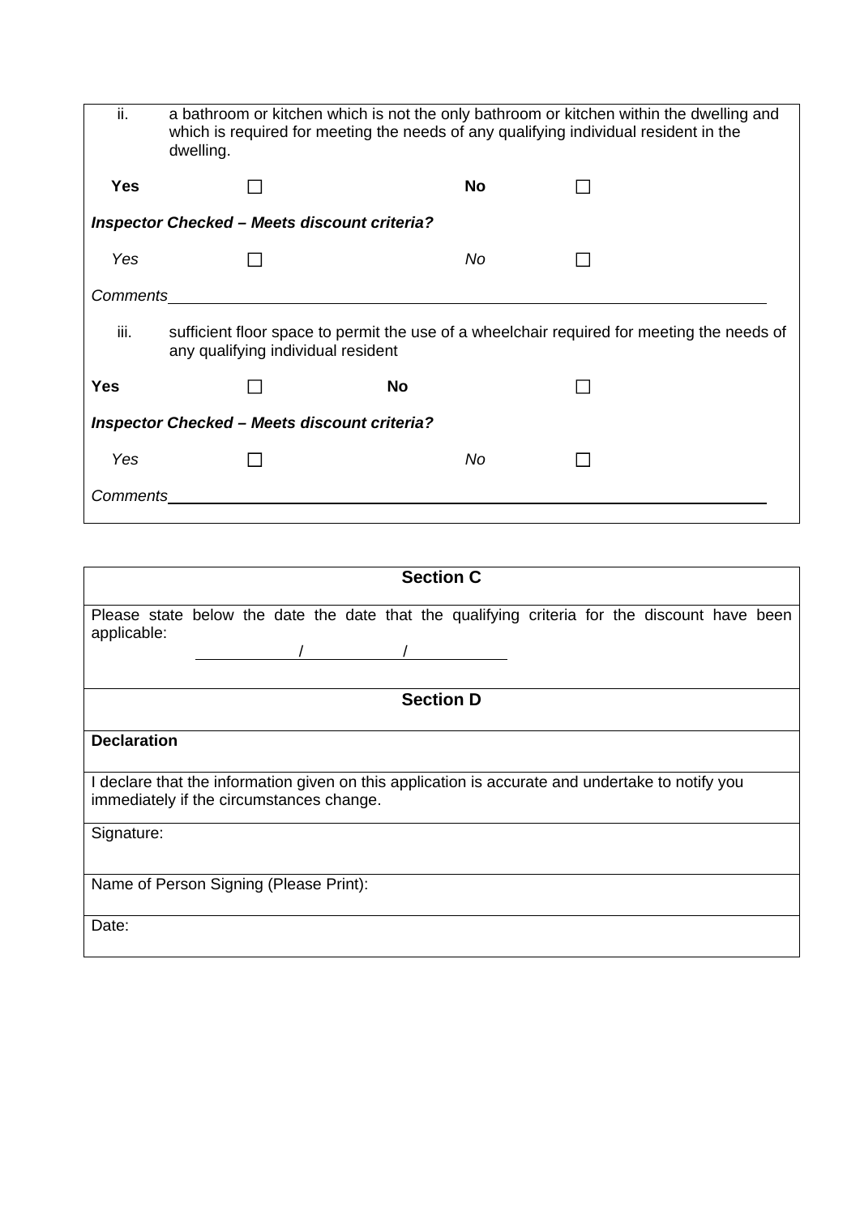ii. a bathroom or kitchen which is not the only bathroom or kitchen within the dwelling and which is required for meeting the needs of any qualifying individual resident in the dwelling.

**Yes** ☐ **No** ☐

***Inspector Checked – Meets discount criteria?***

*Yes* ☐ *No* ☐

*Comments*\_\_\_\_\_\_\_\_\_\_\_\_\_\_\_\_\_\_\_\_\_\_\_\_\_\_\_\_\_\_\_\_\_\_\_\_\_\_\_\_\_\_\_\_\_\_\_\_\_\_\_\_\_\_\_\_\_\_\_\_\_\_

iii. sufficient floor space to permit the use of a wheelchair required for meeting the needs of any qualifying individual resident

**Yes** ☐ **No** ☐

***Inspector Checked – Meets discount criteria?***

*Yes* ☐ *No* ☐

*Comments*\_\_\_\_\_\_\_\_\_\_\_\_\_\_\_\_\_\_\_\_\_\_\_\_\_\_\_\_\_\_\_\_\_\_\_\_\_\_\_\_\_\_\_\_\_\_\_\_\_\_\_\_\_\_\_\_\_\_\_\_\_\_

## Section C

Please state below the date the date that the qualifying criteria for the discount have been applicable:

\_\_\_\_\_\_\_\_\_\_ / \_\_\_\_\_\_\_\_\_\_ / \_\_\_\_\_\_\_\_\_\_

## Section D

**Declaration**

I declare that the information given on this application is accurate and undertake to notify you immediately if the circumstances change.

Signature:

Name of Person Signing (Please Print):

Date: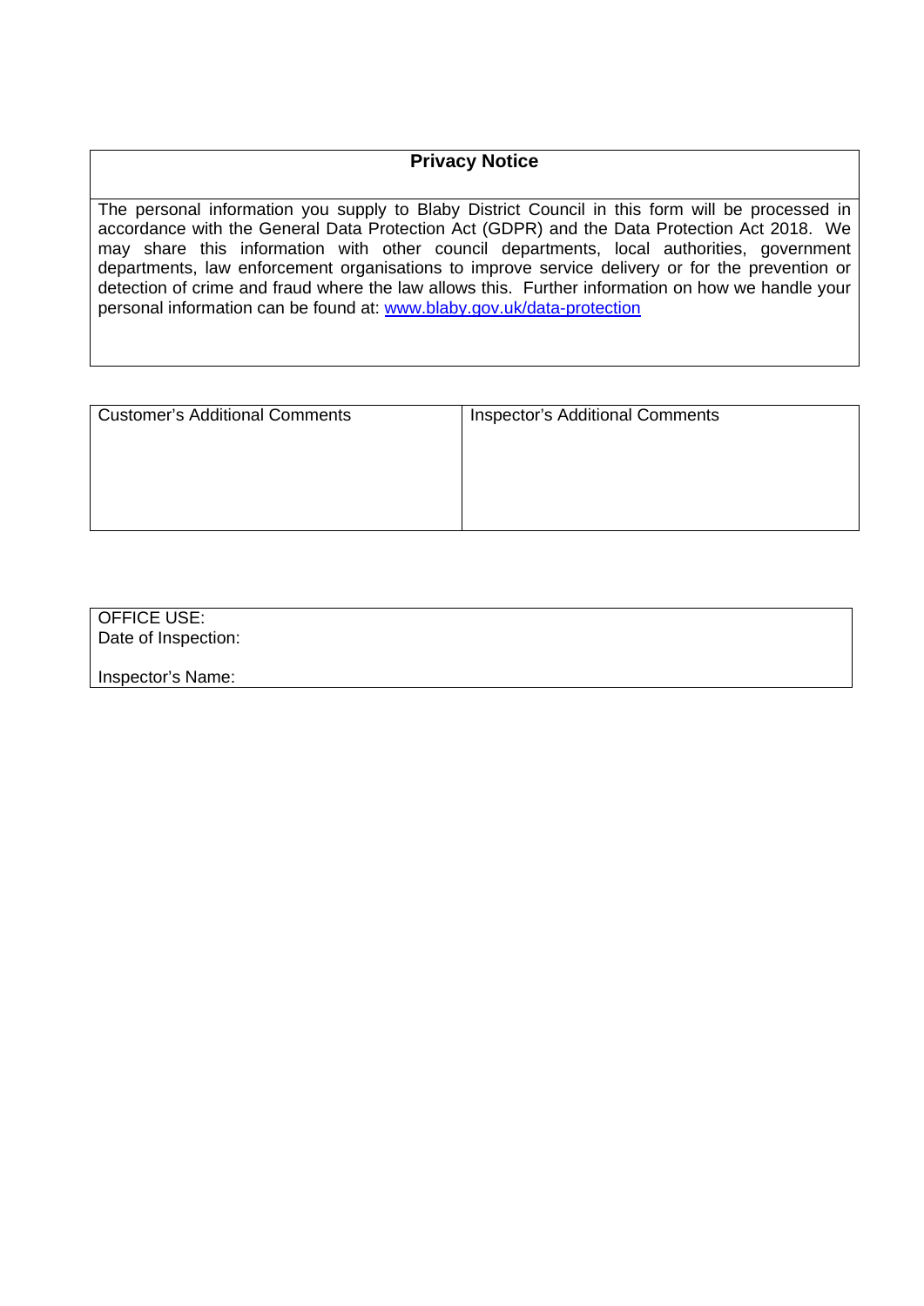## Privacy Notice

The personal information you supply to Blaby District Council in this form will be processed in accordance with the General Data Protection Act (GDPR) and the Data Protection Act 2018. We may share this information with other council departments, local authorities, government departments, law enforcement organisations to improve service delivery or for the prevention or detection of crime and fraud where the law allows this. Further information on how we handle your personal information can be found at: [www.blaby.gov.uk/data-protection](http://www.blaby.gov.uk/data-protection)

| Customer's Additional Comments | Inspector's Additional Comments |
| --- | --- |
| | |

OFFICE USE:
Date of Inspection:

Inspector's Name: